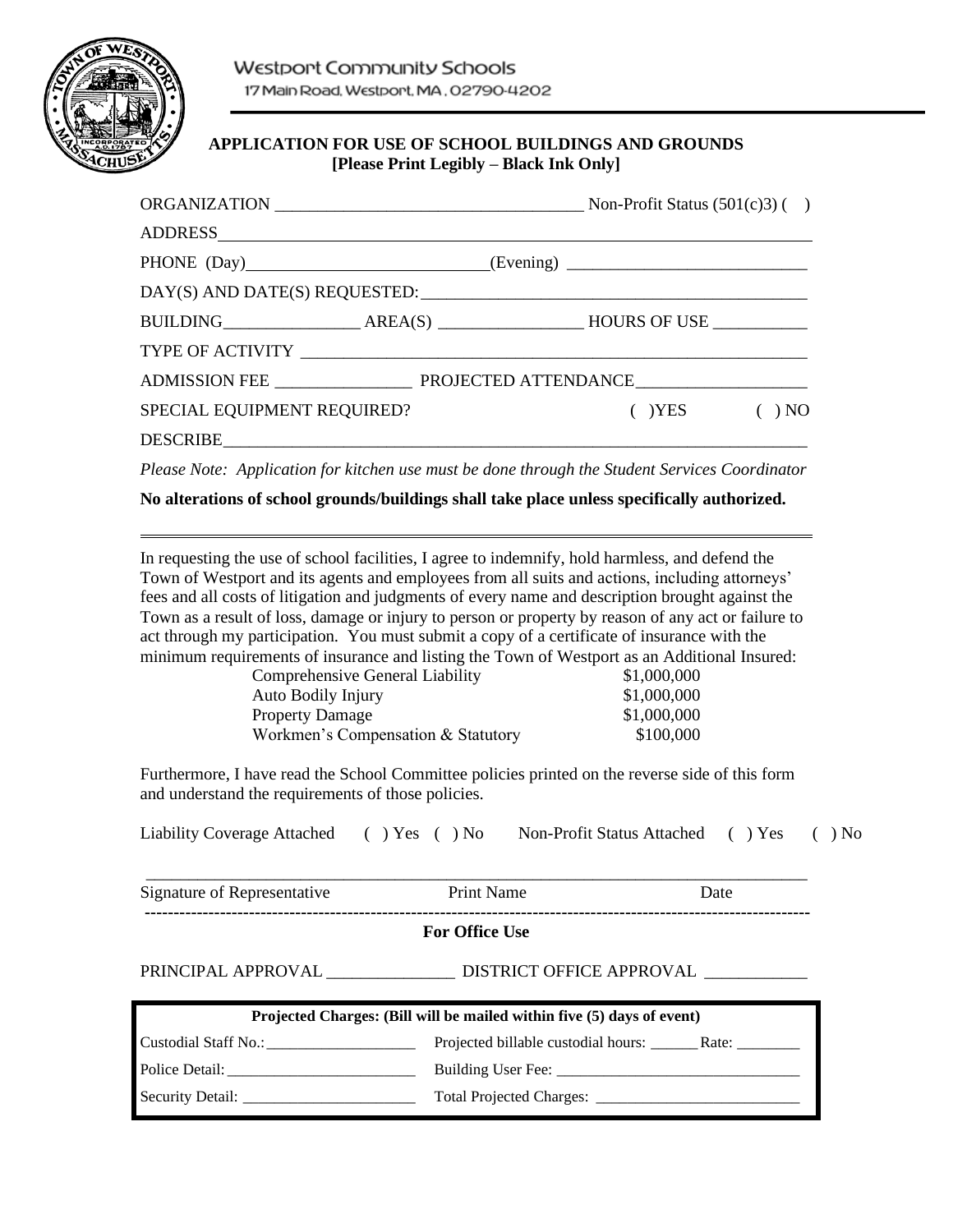Westport Community Schools
17 Main Road, Westport, MA , 02790-4202

## APPLICATION FOR USE OF SCHOOL BUILDINGS AND GROUNDS
**[Please Print Legibly – Black Ink Only]**

ORGANIZATION ___________________________________ Non-Profit Status (501(c)3) ( )

ADDRESS_______________________________________________________________________

PHONE (Day)___________________________(Evening) ___________________________

DAY(S) AND DATE(S) REQUESTED:_____________________________________________

BUILDING________________ AREA(S) ________________ HOURS OF USE ___________

TYPE OF ACTIVITY _____________________________________________________________

ADMISSION FEE ________________ PROJECTED ATTENDANCE____________________

SPECIAL EQUIPMENT REQUIRED? ( )YES ( ) NO

DESCRIBE______________________________________________________________________

*Please Note: Application for kitchen use must be done through the Student Services Coordinator*

**No alterations of school grounds/buildings shall take place unless specifically authorized.**

---

In requesting the use of school facilities, I agree to indemnify, hold harmless, and defend the Town of Westport and its agents and employees from all suits and actions, including attorneys' fees and all costs of litigation and judgments of every name and description brought against the Town as a result of loss, damage or injury to person or property by reason of any act or failure to act through my participation. You must submit a copy of a certificate of insurance with the minimum requirements of insurance and listing the Town of Westport as an Additional Insured:

| | |
|---|---|
| Comprehensive General Liability | \$1,000,000 |
| Auto Bodily Injury | \$1,000,000 |
| Property Damage | \$1,000,000 |
| Workmen's Compensation & Statutory | \$100,000 |

Furthermore, I have read the School Committee policies printed on the reverse side of this form and understand the requirements of those policies.

Liability Coverage Attached ( ) Yes ( ) No Non-Profit Status Attached ( ) Yes ( ) No

_____________________________________________________________________________

Signature of Representative Print Name Date

---

**For Office Use**

PRINCIPAL APPROVAL _______________ DISTRICT OFFICE APPROVAL ____________

| **Projected Charges: (Bill will be mailed within five (5) days of event)** | |
|---|---|
| Custodial Staff No.:____________________ | Projected billable custodial hours: ______ Rate: ________ |
| Police Detail: ________________________ | Building User Fee: ______________________________ |
| Security Detail: ______________________ | Total Projected Charges: __________________________ |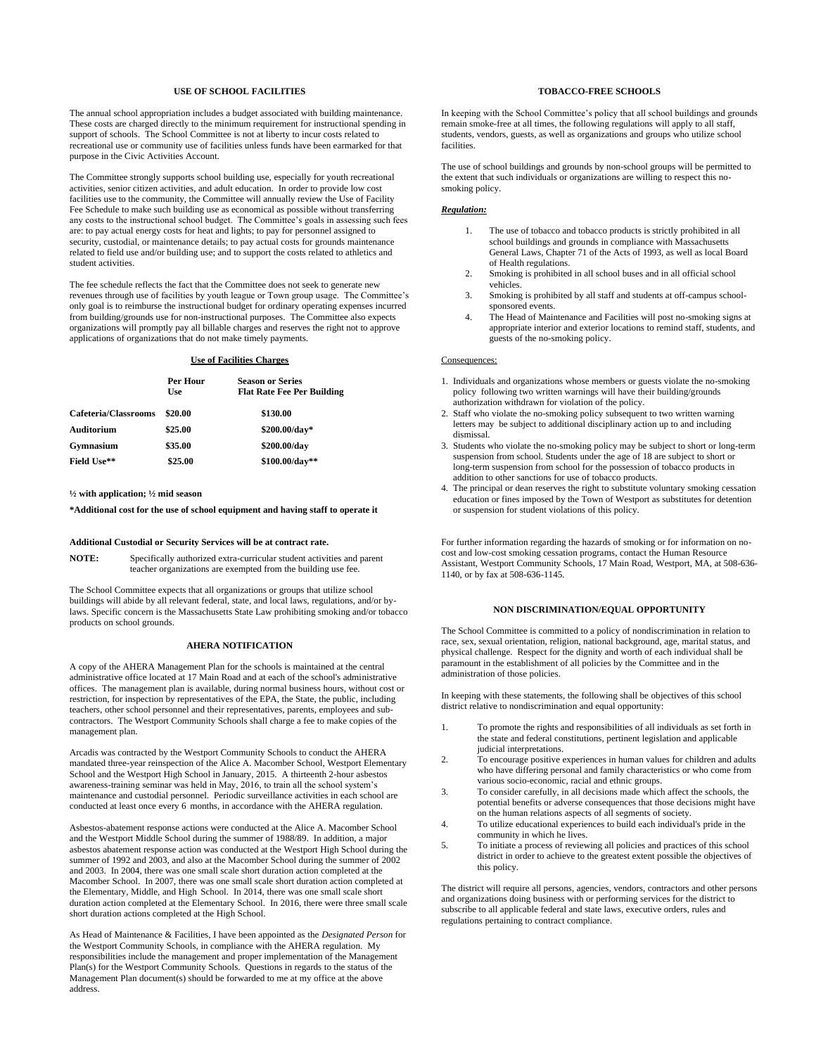## USE OF SCHOOL FACILITIES

The annual school appropriation includes a budget associated with building maintenance. These costs are charged directly to the minimum requirement for instructional spending in support of schools. The School Committee is not at liberty to incur costs related to recreational use or community use of facilities unless funds have been earmarked for that purpose in the Civic Activities Account.

The Committee strongly supports school building use, especially for youth recreational activities, senior citizen activities, and adult education. In order to provide low cost facilities use to the community, the Committee will annually review the Use of Facility Fee Schedule to make such building use as economical as possible without transferring any costs to the instructional school budget. The Committee's goals in assessing such fees are: to pay actual energy costs for heat and lights; to pay for personnel assigned to security, custodial, or maintenance details; to pay actual costs for grounds maintenance related to field use and/or building use; and to support the costs related to athletics and student activities.

The fee schedule reflects the fact that the Committee does not seek to generate new revenues through use of facilities by youth league or Town group usage. The Committee's only goal is to reimburse the instructional budget for ordinary operating expenses incurred from building/grounds use for non-instructional purposes. The Committee also expects organizations will promptly pay all billable charges and reserves the right not to approve applications of organizations that do not make timely payments.

**Use of Facilities Charges**

| | Per Hour Use | Season or Series Flat Rate Fee Per Building |
|---|---|---|
| **Cafeteria/Classrooms** | **$20.00** | **$130.00** |
| **Auditorium** | **$25.00** | **$200.00/day*** |
| **Gymnasium** | **$35.00** | **$200.00/day** |
| **Field Use**** | **$25.00** | **$100.00/day**** |

**½ with application; ½ mid season**

***Additional cost for the use of school equipment and having staff to operate it**

**Additional Custodial or Security Services will be at contract rate.**

**NOTE:** Specifically authorized extra-curricular student activities and parent teacher organizations are exempted from the building use fee.

The School Committee expects that all organizations or groups that utilize school buildings will abide by all relevant federal, state, and local laws, regulations, and/or by-laws. Specific concern is the Massachusetts State Law prohibiting smoking and/or tobacco products on school grounds.

## AHERA NOTIFICATION

A copy of the AHERA Management Plan for the schools is maintained at the central administrative office located at 17 Main Road and at each of the school's administrative offices. The management plan is available, during normal business hours, without cost or restriction, for inspection by representatives of the EPA, the State, the public, including teachers, other school personnel and their representatives, parents, employees and sub-contractors. The Westport Community Schools shall charge a fee to make copies of the management plan.

Arcadis was contracted by the Westport Community Schools to conduct the AHERA mandated three-year reinspection of the Alice A. Macomber School, Westport Elementary School and the Westport High School in January, 2015. A thirteenth 2-hour asbestos awareness-training seminar was held in May, 2016, to train all the school system's maintenance and custodial personnel. Periodic surveillance activities in each school are conducted at least once every 6 months, in accordance with the AHERA regulation.

Asbestos-abatement response actions were conducted at the Alice A. Macomber School and the Westport Middle School during the summer of 1988/89. In addition, a major asbestos abatement response action was conducted at the Westport High School during the summer of 1992 and 2003, and also at the Macomber School during the summer of 2002 and 2003. In 2004, there was one small scale short duration action completed at the Macomber School. In 2007, there was one small scale short duration action completed at the Elementary, Middle, and High School. In 2014, there was one small scale short duration action completed at the Elementary School. In 2016, there were three small scale short duration actions completed at the High School.

As Head of Maintenance & Facilities, I have been appointed as the *Designated Person* for the Westport Community Schools, in compliance with the AHERA regulation. My responsibilities include the management and proper implementation of the Management Plan(s) for the Westport Community Schools. Questions in regards to the status of the Management Plan document(s) should be forwarded to me at my office at the above address.

## TOBACCO-FREE SCHOOLS

In keeping with the School Committee's policy that all school buildings and grounds remain smoke-free at all times, the following regulations will apply to all staff, students, vendors, guests, as well as organizations and groups who utilize school facilities.

The use of school buildings and grounds by non-school groups will be permitted to the extent that such individuals or organizations are willing to respect this no-smoking policy.

***Regulation:***

1. The use of tobacco and tobacco products is strictly prohibited in all school buildings and grounds in compliance with Massachusetts General Laws, Chapter 71 of the Acts of 1993, as well as local Board of Health regulations.
2. Smoking is prohibited in all school buses and in all official school vehicles.
3. Smoking is prohibited by all staff and students at off-campus school-sponsored events.
4. The Head of Maintenance and Facilities will post no-smoking signs at appropriate interior and exterior locations to remind staff, students, and guests of the no-smoking policy.

Consequences:

1. Individuals and organizations whose members or guests violate the no-smoking policy following two written warnings will have their building/grounds authorization withdrawn for violation of the policy.
2. Staff who violate the no-smoking policy subsequent to two written warning letters may be subject to additional disciplinary action up to and including dismissal.
3. Students who violate the no-smoking policy may be subject to short or long-term suspension from school. Students under the age of 18 are subject to short or long-term suspension from school for the possession of tobacco products in addition to other sanctions for use of tobacco products.
4. The principal or dean reserves the right to substitute voluntary smoking cessation education or fines imposed by the Town of Westport as substitutes for detention or suspension for student violations of this policy.

For further information regarding the hazards of smoking or for information on no-cost and low-cost smoking cessation programs, contact the Human Resource Assistant, Westport Community Schools, 17 Main Road, Westport, MA, at 508-636-1140, or by fax at 508-636-1145.

## NON DISCRIMINATION/EQUAL OPPORTUNITY

The School Committee is committed to a policy of nondiscrimination in relation to race, sex, sexual orientation, religion, national background, age, marital status, and physical challenge. Respect for the dignity and worth of each individual shall be paramount in the establishment of all policies by the Committee and in the administration of those policies.

In keeping with these statements, the following shall be objectives of this school district relative to nondiscrimination and equal opportunity:

1. To promote the rights and responsibilities of all individuals as set forth in the state and federal constitutions, pertinent legislation and applicable judicial interpretations.
2. To encourage positive experiences in human values for children and adults who have differing personal and family characteristics or who come from various socio-economic, racial and ethnic groups.
3. To consider carefully, in all decisions made which affect the schools, the potential benefits or adverse consequences that those decisions might have on the human relations aspects of all segments of society.
4. To utilize educational experiences to build each individual's pride in the community in which he lives.
5. To initiate a process of reviewing all policies and practices of this school district in order to achieve to the greatest extent possible the objectives of this policy.

The district will require all persons, agencies, vendors, contractors and other persons and organizations doing business with or performing services for the district to subscribe to all applicable federal and state laws, executive orders, rules and regulations pertaining to contract compliance.